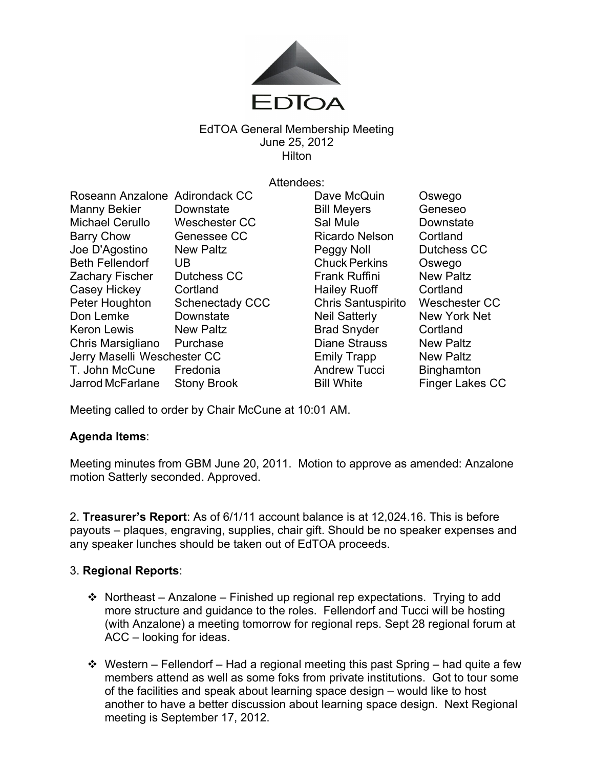EdTOA

EdTOA General Membership Meeting
June 25, 2012
Hilton

Attendees:

| | | | |
|---|---|---|---|
| Roseann Anzalone | Adirondack CC | Dave McQuin | Oswego |
| Manny Bekier | Downstate | Bill Meyers | Geneseo |
| Michael Cerullo | Weschester CC | Sal Mule | Downstate |
| Barry Chow | Genessee CC | Ricardo Nelson | Cortland |
| Joe D'Agostino | New Paltz | Peggy Noll | Dutchess CC |
| Beth Fellendorf | UB | Chuck Perkins | Oswego |
| Zachary Fischer | Dutchess CC | Frank Ruffini | New Paltz |
| Casey Hickey | Cortland | Hailey Ruoff | Cortland |
| Peter Houghton | Schenectady CCC | Chris Santuspirito | Weschester CC |
| Don Lemke | Downstate | Neil Satterly | New York Net |
| Keron Lewis | New Paltz | Brad Snyder | Cortland |
| Chris Marsigliano | Purchase | Diane Strauss | New Paltz |
| Jerry Maselli | Weschester CC | Emily Trapp | New Paltz |
| T. John McCune | Fredonia | Andrew Tucci | Binghamton |
| Jarrod McFarlane | Stony Brook | Bill White | Finger Lakes CC |

Meeting called to order by Chair McCune at 10:01 AM.

**Agenda Items**:

Meeting minutes from GBM June 20, 2011. Motion to approve as amended: Anzalone motion Satterly seconded. Approved.

2. **Treasurer's Report**: As of 6/1/11 account balance is at 12,024.16. This is before payouts – plaques, engraving, supplies, chair gift. Should be no speaker expenses and any speaker lunches should be taken out of EdTOA proceeds.

3. **Regional Reports**:

- Northeast – Anzalone – Finished up regional rep expectations. Trying to add more structure and guidance to the roles. Fellendorf and Tucci will be hosting (with Anzalone) a meeting tomorrow for regional reps. Sept 28 regional forum at ACC – looking for ideas.

- Western – Fellendorf – Had a regional meeting this past Spring – had quite a few members attend as well as some foks from private institutions. Got to tour some of the facilities and speak about learning space design – would like to host another to have a better discussion about learning space design. Next Regional meeting is September 17, 2012.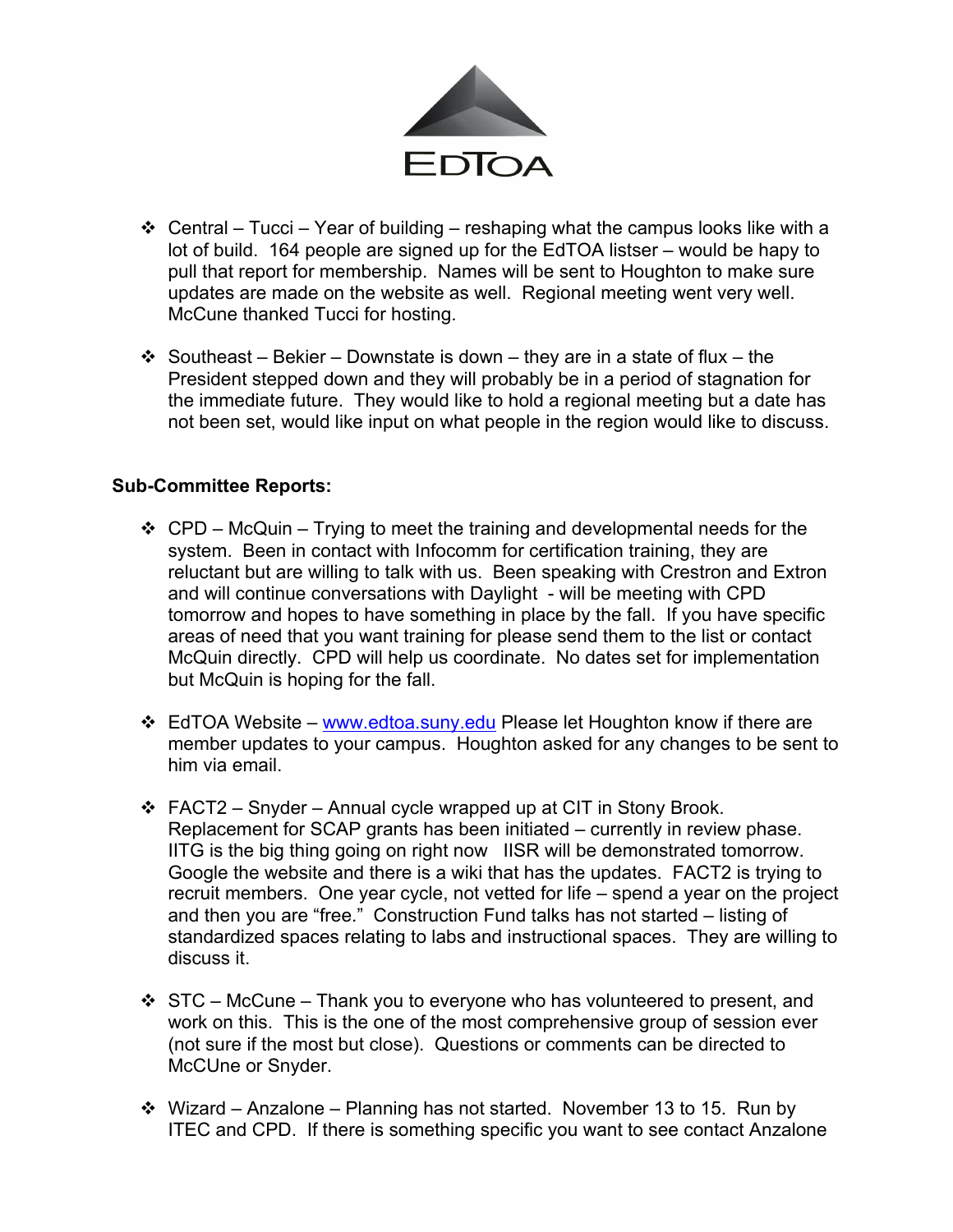- Central – Tucci – Year of building – reshaping what the campus looks like with a lot of build. 164 people are signed up for the EdTOA listser – would be hapy to pull that report for membership. Names will be sent to Houghton to make sure updates are made on the website as well. Regional meeting went very well. McCune thanked Tucci for hosting.

- Southeast – Bekier – Downstate is down – they are in a state of flux – the President stepped down and they will probably be in a period of stagnation for the immediate future. They would like to hold a regional meeting but a date has not been set, would like input on what people in the region would like to discuss.

**Sub-Committee Reports:**

- CPD – McQuin – Trying to meet the training and developmental needs for the system. Been in contact with Infocomm for certification training, they are reluctant but are willing to talk with us. Been speaking with Crestron and Extron and will continue conversations with Daylight - will be meeting with CPD tomorrow and hopes to have something in place by the fall. If you have specific areas of need that you want training for please send them to the list or contact McQuin directly. CPD will help us coordinate. No dates set for implementation but McQuin is hoping for the fall.

- EdTOA Website – [www.edtoa.suny.edu](http://www.edtoa.suny.edu) Please let Houghton know if there are member updates to your campus. Houghton asked for any changes to be sent to him via email.

- FACT2 – Snyder – Annual cycle wrapped up at CIT in Stony Brook. Replacement for SCAP grants has been initiated – currently in review phase. IITG is the big thing going on right now IISR will be demonstrated tomorrow. Google the website and there is a wiki that has the updates. FACT2 is trying to recruit members. One year cycle, not vetted for life – spend a year on the project and then you are "free." Construction Fund talks has not started – listing of standardized spaces relating to labs and instructional spaces. They are willing to discuss it.

- STC – McCune – Thank you to everyone who has volunteered to present, and work on this. This is the one of the most comprehensive group of session ever (not sure if the most but close). Questions or comments can be directed to McCUne or Snyder.

- Wizard – Anzalone – Planning has not started. November 13 to 15. Run by ITEC and CPD. If there is something specific you want to see contact Anzalone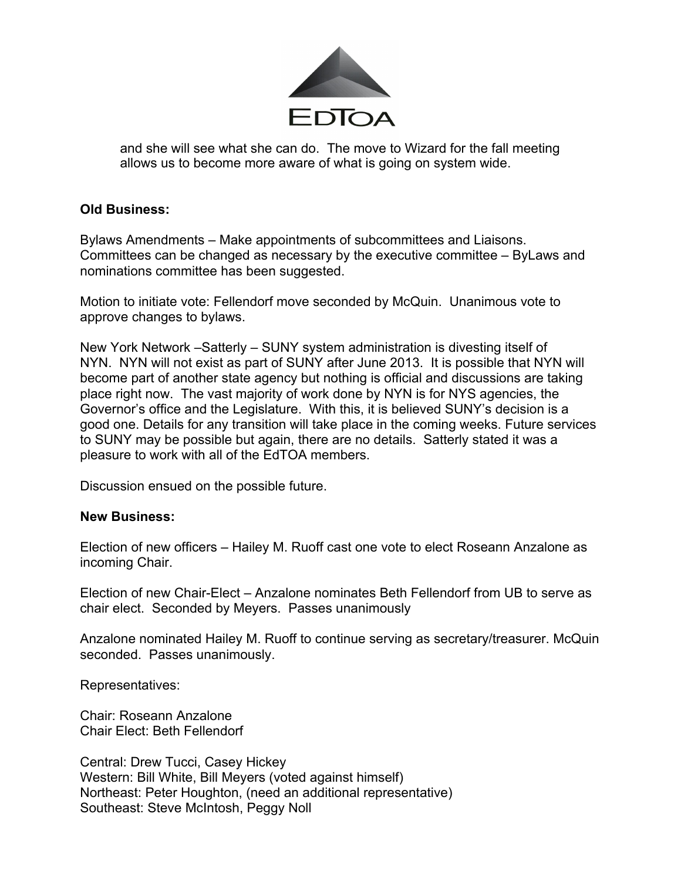and she will see what she can do. The move to Wizard for the fall meeting allows us to become more aware of what is going on system wide.

**Old Business:**

Bylaws Amendments – Make appointments of subcommittees and Liaisons. Committees can be changed as necessary by the executive committee – ByLaws and nominations committee has been suggested.

Motion to initiate vote: Fellendorf move seconded by McQuin. Unanimous vote to approve changes to bylaws.

New York Network –Satterly – SUNY system administration is divesting itself of NYN. NYN will not exist as part of SUNY after June 2013. It is possible that NYN will become part of another state agency but nothing is official and discussions are taking place right now. The vast majority of work done by NYN is for NYS agencies, the Governor's office and the Legislature. With this, it is believed SUNY's decision is a good one. Details for any transition will take place in the coming weeks. Future services to SUNY may be possible but again, there are no details. Satterly stated it was a pleasure to work with all of the EdTOA members.

Discussion ensued on the possible future.

**New Business:**

Election of new officers – Hailey M. Ruoff cast one vote to elect Roseann Anzalone as incoming Chair.

Election of new Chair-Elect – Anzalone nominates Beth Fellendorf from UB to serve as chair elect. Seconded by Meyers. Passes unanimously

Anzalone nominated Hailey M. Ruoff to continue serving as secretary/treasurer. McQuin seconded. Passes unanimously.

Representatives:

Chair: Roseann Anzalone
Chair Elect: Beth Fellendorf

Central: Drew Tucci, Casey Hickey
Western: Bill White, Bill Meyers (voted against himself)
Northeast: Peter Houghton, (need an additional representative)
Southeast: Steve McIntosh, Peggy Noll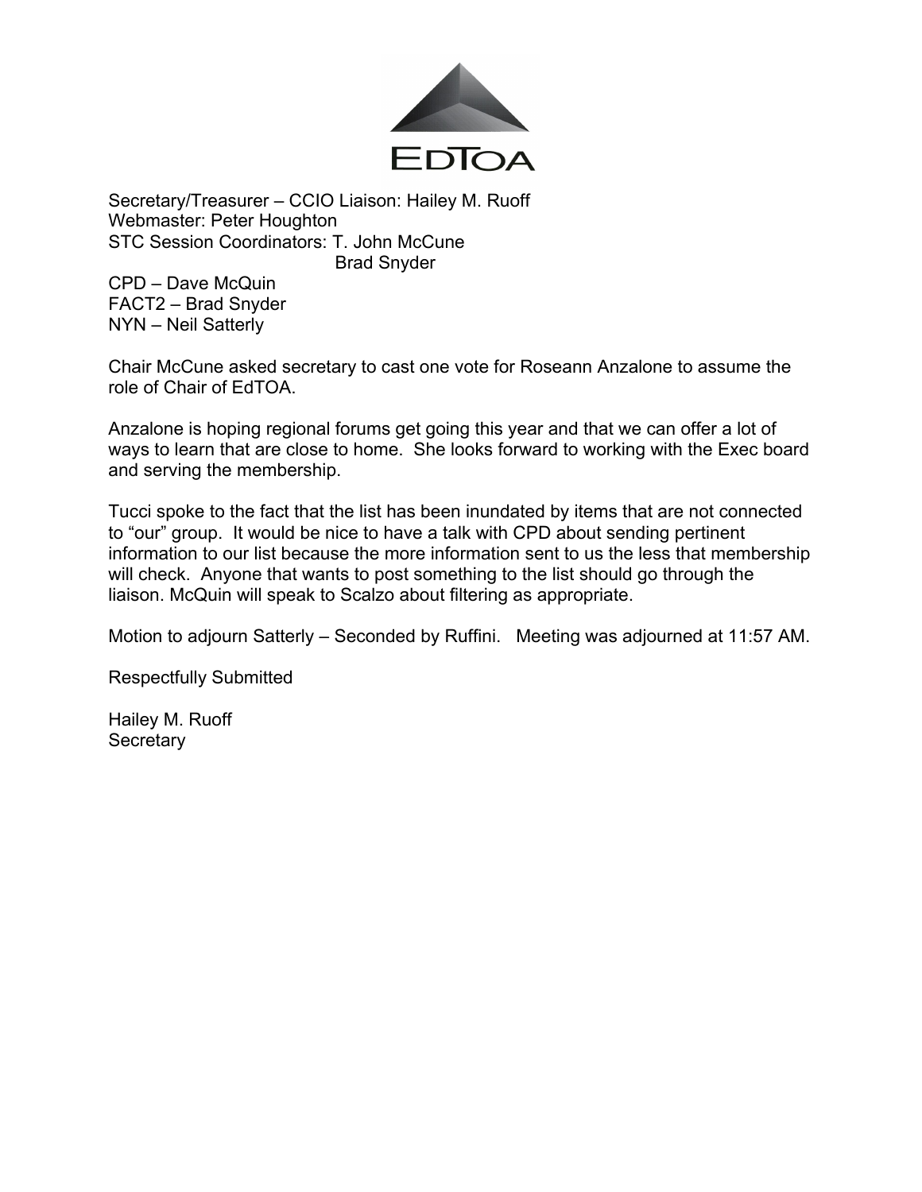EDTOA

Secretary/Treasurer – CCIO Liaison: Hailey M. Ruoff
Webmaster: Peter Houghton
STC Session Coordinators: T. John McCune
Brad Snyder
CPD – Dave McQuin
FACT2 – Brad Snyder
NYN – Neil Satterly

Chair McCune asked secretary to cast one vote for Roseann Anzalone to assume the role of Chair of EdTOA.

Anzalone is hoping regional forums get going this year and that we can offer a lot of ways to learn that are close to home. She looks forward to working with the Exec board and serving the membership.

Tucci spoke to the fact that the list has been inundated by items that are not connected to "our" group. It would be nice to have a talk with CPD about sending pertinent information to our list because the more information sent to us the less that membership will check. Anyone that wants to post something to the list should go through the liaison. McQuin will speak to Scalzo about filtering as appropriate.

Motion to adjourn Satterly – Seconded by Ruffini. Meeting was adjourned at 11:57 AM.

Respectfully Submitted

Hailey M. Ruoff
Secretary